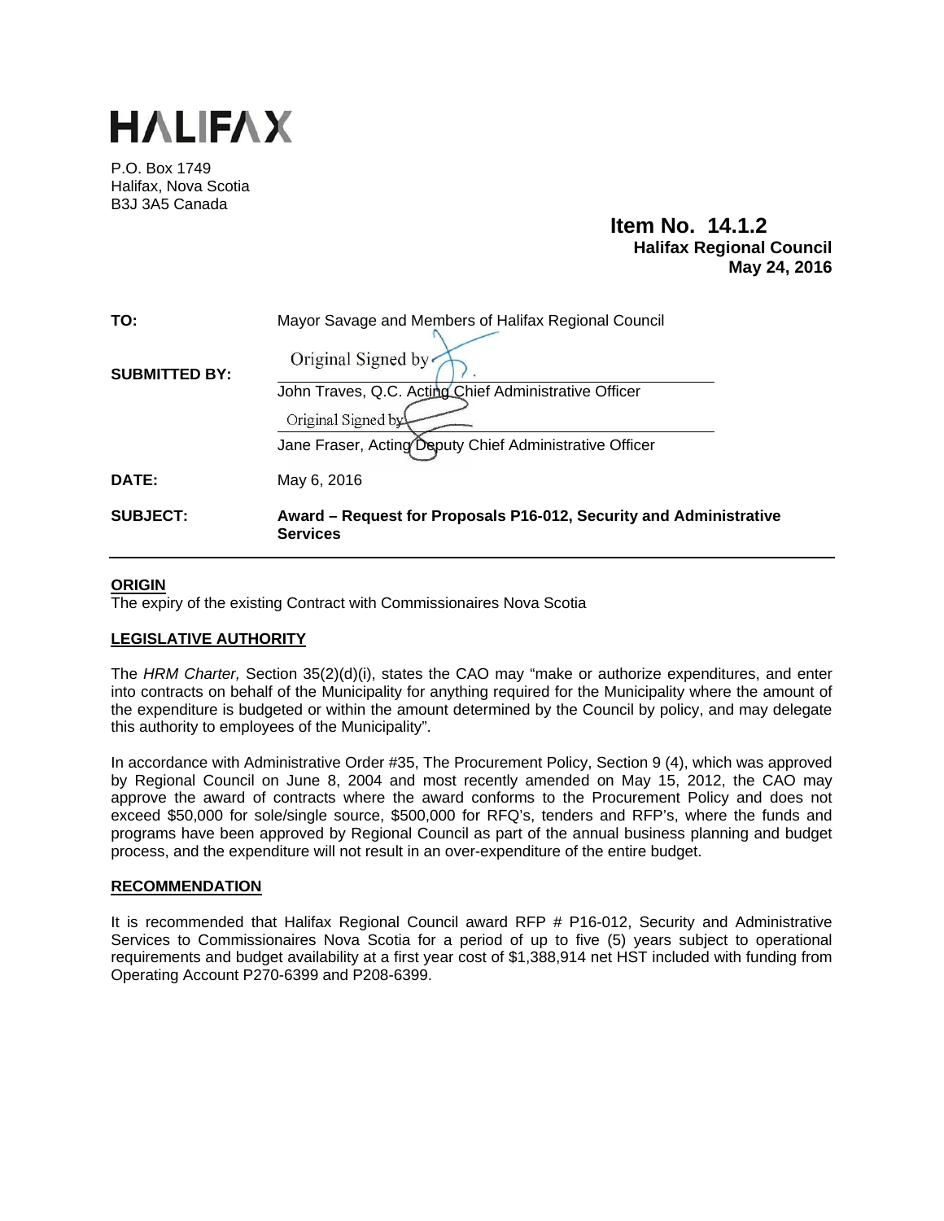# HALIFAX

P.O. Box 1749
Halifax, Nova Scotia
B3J 3A5 Canada

**Item No. 14.1.2**
**Halifax Regional Council**
**May 24, 2016**

| | |
|---|---|
| **TO:** | Mayor Savage and Members of Halifax Regional Council |
| **SUBMITTED BY:** | Original Signed by<br>John Traves, Q.C. Acting Chief Administrative Officer<br>Original Signed by<br>Jane Fraser, Acting Deputy Chief Administrative Officer |
| **DATE:** | May 6, 2016 |
| **SUBJECT:** | **Award – Request for Proposals P16-012, Security and Administrative Services** |

## ORIGIN

The expiry of the existing Contract with Commissionaires Nova Scotia

## LEGISLATIVE AUTHORITY

The *HRM Charter,* Section 35(2)(d)(i), states the CAO may "make or authorize expenditures, and enter into contracts on behalf of the Municipality for anything required for the Municipality where the amount of the expenditure is budgeted or within the amount determined by the Council by policy, and may delegate this authority to employees of the Municipality".

In accordance with Administrative Order #35, The Procurement Policy, Section 9 (4), which was approved by Regional Council on June 8, 2004 and most recently amended on May 15, 2012, the CAO may approve the award of contracts where the award conforms to the Procurement Policy and does not exceed $50,000 for sole/single source, $500,000 for RFQ's, tenders and RFP's, where the funds and programs have been approved by Regional Council as part of the annual business planning and budget process, and the expenditure will not result in an over-expenditure of the entire budget.

## RECOMMENDATION

It is recommended that Halifax Regional Council award RFP # P16-012, Security and Administrative Services to Commissionaires Nova Scotia for a period of up to five (5) years subject to operational requirements and budget availability at a first year cost of $1,388,914 net HST included with funding from Operating Account P270-6399 and P208-6399.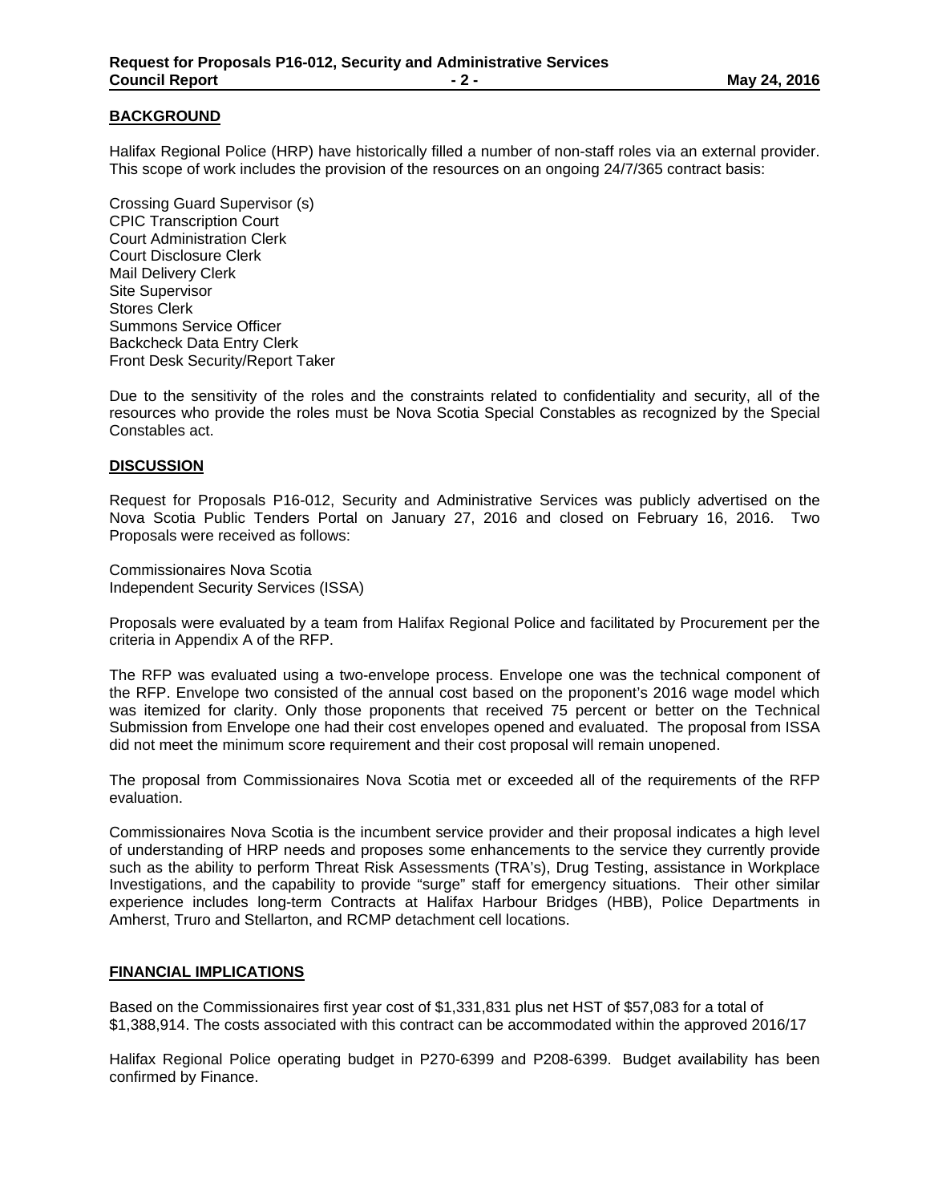## BACKGROUND

Halifax Regional Police (HRP) have historically filled a number of non-staff roles via an external provider. This scope of work includes the provision of the resources on an ongoing 24/7/365 contract basis:

Crossing Guard Supervisor (s)
CPIC Transcription Court
Court Administration Clerk
Court Disclosure Clerk
Mail Delivery Clerk
Site Supervisor
Stores Clerk
Summons Service Officer
Backcheck Data Entry Clerk
Front Desk Security/Report Taker

Due to the sensitivity of the roles and the constraints related to confidentiality and security, all of the resources who provide the roles must be Nova Scotia Special Constables as recognized by the Special Constables act.

## DISCUSSION

Request for Proposals P16-012, Security and Administrative Services was publicly advertised on the Nova Scotia Public Tenders Portal on January 27, 2016 and closed on February 16, 2016. Two Proposals were received as follows:

Commissionaires Nova Scotia
Independent Security Services (ISSA)

Proposals were evaluated by a team from Halifax Regional Police and facilitated by Procurement per the criteria in Appendix A of the RFP.

The RFP was evaluated using a two-envelope process. Envelope one was the technical component of the RFP. Envelope two consisted of the annual cost based on the proponent's 2016 wage model which was itemized for clarity. Only those proponents that received 75 percent or better on the Technical Submission from Envelope one had their cost envelopes opened and evaluated. The proposal from ISSA did not meet the minimum score requirement and their cost proposal will remain unopened.

The proposal from Commissionaires Nova Scotia met or exceeded all of the requirements of the RFP evaluation.

Commissionaires Nova Scotia is the incumbent service provider and their proposal indicates a high level of understanding of HRP needs and proposes some enhancements to the service they currently provide such as the ability to perform Threat Risk Assessments (TRA's), Drug Testing, assistance in Workplace Investigations, and the capability to provide "surge" staff for emergency situations. Their other similar experience includes long-term Contracts at Halifax Harbour Bridges (HBB), Police Departments in Amherst, Truro and Stellarton, and RCMP detachment cell locations.

## FINANCIAL IMPLICATIONS

Based on the Commissionaires first year cost of $1,331,831 plus net HST of $57,083 for a total of $1,388,914. The costs associated with this contract can be accommodated within the approved 2016/17

Halifax Regional Police operating budget in P270-6399 and P208-6399. Budget availability has been confirmed by Finance.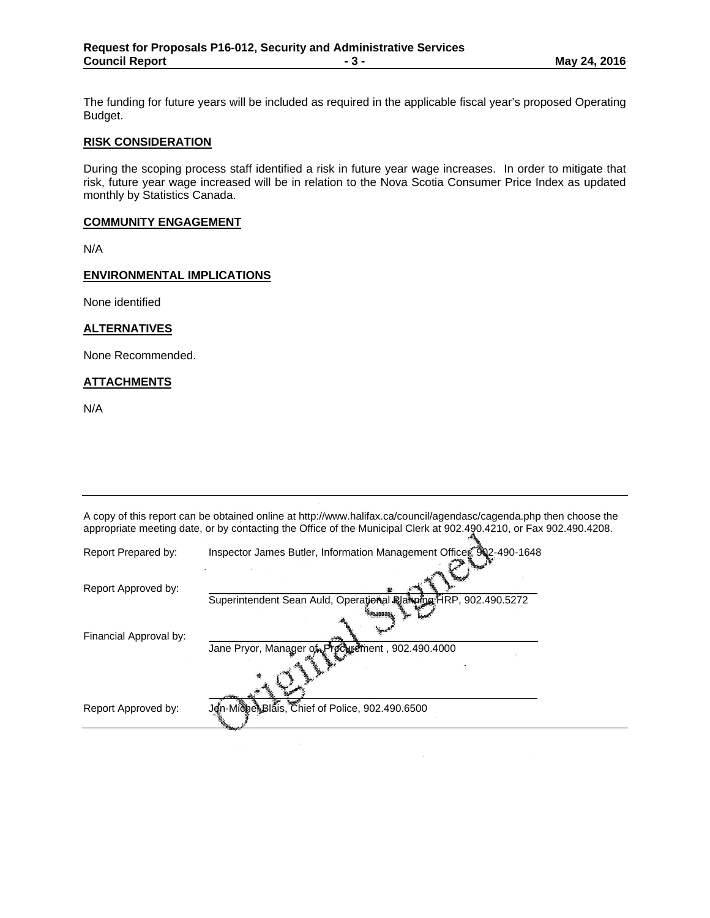The funding for future years will be included as required in the applicable fiscal year's proposed Operating Budget.

## RISK CONSIDERATION

During the scoping process staff identified a risk in future year wage increases. In order to mitigate that risk, future year wage increased will be in relation to the Nova Scotia Consumer Price Index as updated monthly by Statistics Canada.

## COMMUNITY ENGAGEMENT

N/A

## ENVIRONMENTAL IMPLICATIONS

None identified

## ALTERNATIVES

None Recommended.

## ATTACHMENTS

N/A

---

A copy of this report can be obtained online at http://www.halifax.ca/council/agendasc/cagenda.php then choose the appropriate meeting date, or by contacting the Office of the Municipal Clerk at 902.490.4210, or Fax 902.490.4208.

| | |
|---|---|
| Report Prepared by: | Inspector James Butler, Information Management Officer, 902-490-1648 |
| Report Approved by: | Superintendent Sean Auld, Operational Planning HRP, 902.490.5272 |
| Financial Approval by: | Jane Pryor, Manager of Procurement , 902.490.4000 |
| Report Approved by: | Jen-Michel Blais, Chief of Police, 902.490.6500 |

Original Signed